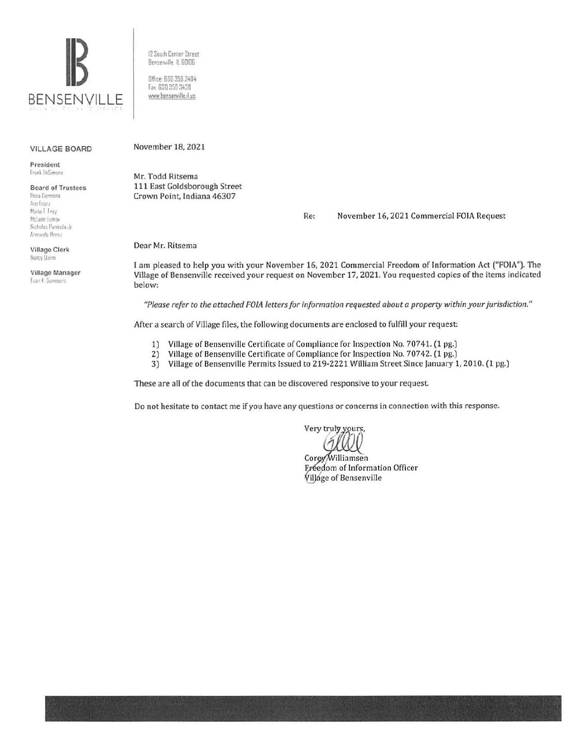BENSENVILLE

12 South Center Street
Bensenville, IL 60106

Office: 630.350.3404
Fax: 630.350.3438
www.bensenville.il.us

**VILLAGE BOARD**

**President**
Frank DeSimone

**Board of Trustees**
Rosa Carmona
Ann Franz
Marie T. Frey
McLane Lomax
Nicholas Panicola Jr.
Armando Perez

**Village Clerk**
Nancy Dunn

**Village Manager**
Evan K. Summers

November 18, 2021

Mr. Todd Ritsema
111 East Goldsborough Street
Crown Point, Indiana 46307

Re: November 16, 2021 Commercial FOIA Request

Dear Mr. Ritsema

I am pleased to help you with your November 16, 2021 Commercial Freedom of Information Act ("FOIA"). The Village of Bensenville received your request on November 17, 2021. You requested copies of the items indicated below:

*"Please refer to the attached FOIA letters for information requested about a property within your jurisdiction."*

After a search of Village files, the following documents are enclosed to fulfill your request:

1) Village of Bensenville Certificate of Compliance for Inspection No. 70741. (1 pg.)
2) Village of Bensenville Certificate of Compliance for Inspection No. 70742. (1 pg.)
3) Village of Bensenville Permits Issued to 219-2221 William Street Since January 1, 2010. (1 pg.)

These are all of the documents that can be discovered responsive to your request.

Do not hesitate to contact me if you have any questions or concerns in connection with this response.

Very truly yours,

Corey Williamsen
Freedom of Information Officer
Village of Bensenville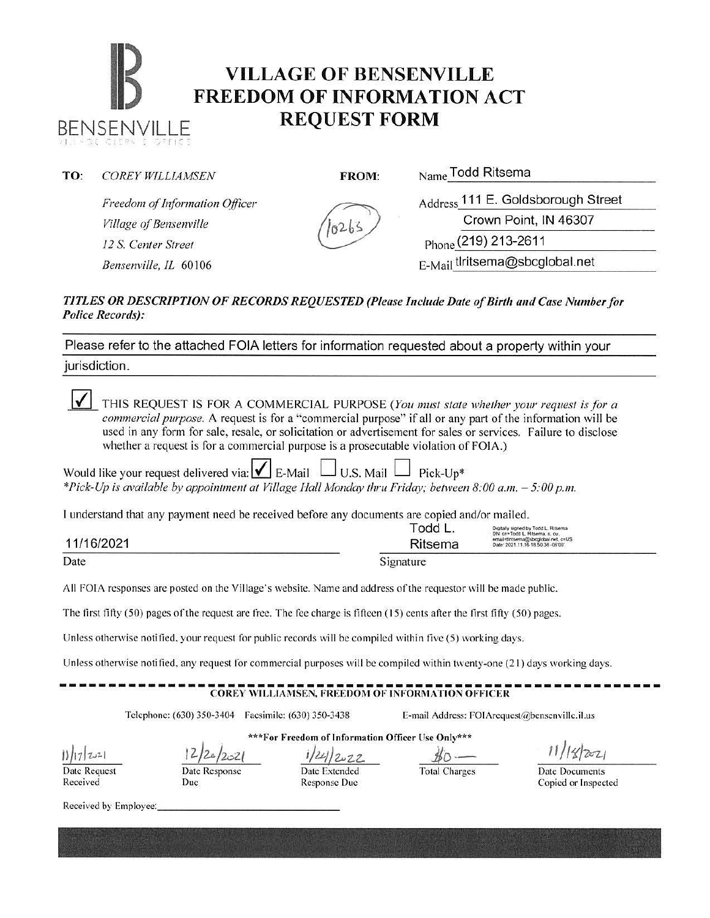BENSENVILLE

VILLAGE CLERK'S OFFICE

# VILLAGE OF BENSENVILLE FREEDOM OF INFORMATION ACT REQUEST FORM

**TO:** *COREY WILLIAMSEN*

*Freedom of Information Officer*

*Village of Bensenville*

*12 S. Center Street*

*Bensenville, IL 60106*

10263

**FROM:**

Name Todd Ritsema

Address 111 E. Goldsborough Street

Crown Point, IN 46307

Phone (219) 213-2611

E-Mail tlritsema@sbcglobal.net

***TITLES OR DESCRIPTION OF RECORDS REQUESTED (Please Include Date of Birth and Case Number for Police Records):***

Please refer to the attached FOIA letters for information requested about a property within your jurisdiction.

☑ THIS REQUEST IS FOR A COMMERCIAL PURPOSE (*You must state whether your request is for a commercial purpose.* A request is for a "commercial purpose" if all or any part of the information will be used in any form for sale, resale, or solicitation or advertisement for sales or services. Failure to disclose whether a request is for a commercial purpose is a prosecutable violation of FOIA.)

Would like your request delivered via: ☑ E-Mail ☐ U.S. Mail ☐ Pick-Up*

*\*Pick-Up is available by appointment at Village Hall Monday thru Friday; between 8:00 a.m. – 5:00 p.m.*

I understand that any payment need be received before any documents are copied and/or mailed.

11/16/2021

Date

Todd L. Ritsema (Digitally signed by Todd L. Ritsema DN: cn=Todd L. Ritsema, o, ou, email=tlritsema@sbcglobal.net, c=US Date: 2021.11.16 18:50:36 -06'00')

Signature

All FOIA responses are posted on the Village's website. Name and address of the requestor will be made public.

The first fifty (50) pages of the request are free. The fee charge is fifteen (15) cents after the first fifty (50) pages.

Unless otherwise notified, your request for public records will be compiled within five (5) working days.

Unless otherwise notified, any request for commercial purposes will be compiled within twenty-one (21) days working days.

**COREY WILLIAMSEN, FREEDOM OF INFORMATION OFFICER**

Telephone: (630) 350-3404 Facsimile: (630) 350-3438 E-mail Address: FOIArequest@bensenville.il.us

***For Freedom of Information Officer Use Only***

| 11/17/2021 | 12/20/2021 | 1/24/2022 | $0.— | 11/18/2021 |
|---|---|---|---|---|
| Date Request Received | Date Response Due | Date Extended Response Due | Total Charges | Date Documents Copied or Inspected |

Received by Employee: ____________________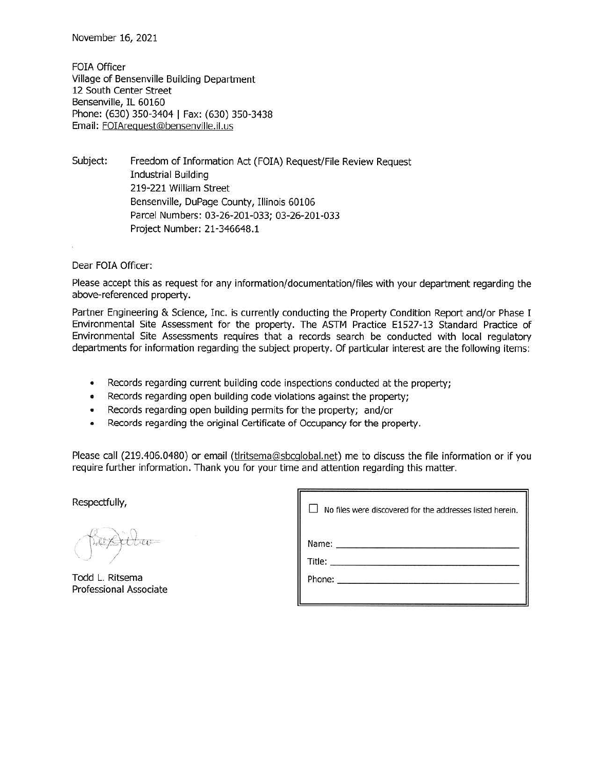November 16, 2021

FOIA Officer
Village of Bensenville Building Department
12 South Center Street
Bensenville, IL 60160
Phone: (630) 350-3404 | Fax: (630) 350-3438
Email: FOIArequest@bensenville.il.us

Subject: Freedom of Information Act (FOIA) Request/File Review Request
Industrial Building
219-221 William Street
Bensenville, DuPage County, Illinois 60106
Parcel Numbers: 03-26-201-033; 03-26-201-033
Project Number: 21-346648.1

Dear FOIA Officer:

Please accept this as request for any information/documentation/files with your department regarding the above-referenced property.

Partner Engineering & Science, Inc. is currently conducting the Property Condition Report and/or Phase I Environmental Site Assessment for the property. The ASTM Practice E1527-13 Standard Practice of Environmental Site Assessments requires that a records search be conducted with local regulatory departments for information regarding the subject property. Of particular interest are the following items:

- Records regarding current building code inspections conducted at the property;
- Records regarding open building code violations against the property;
- Records regarding open building permits for the property; and/or
- Records regarding the original Certificate of Occupancy for the property.

Please call (219.406.0480) or email (tlritsema@sbcglobal.net) me to discuss the file information or if you require further information. Thank you for your time and attention regarding this matter.

Respectfully,

Todd L. Ritsema
Professional Associate

☐ No files were discovered for the addresses listed herein.

Name: ______________________

Title: ______________________

Phone: ______________________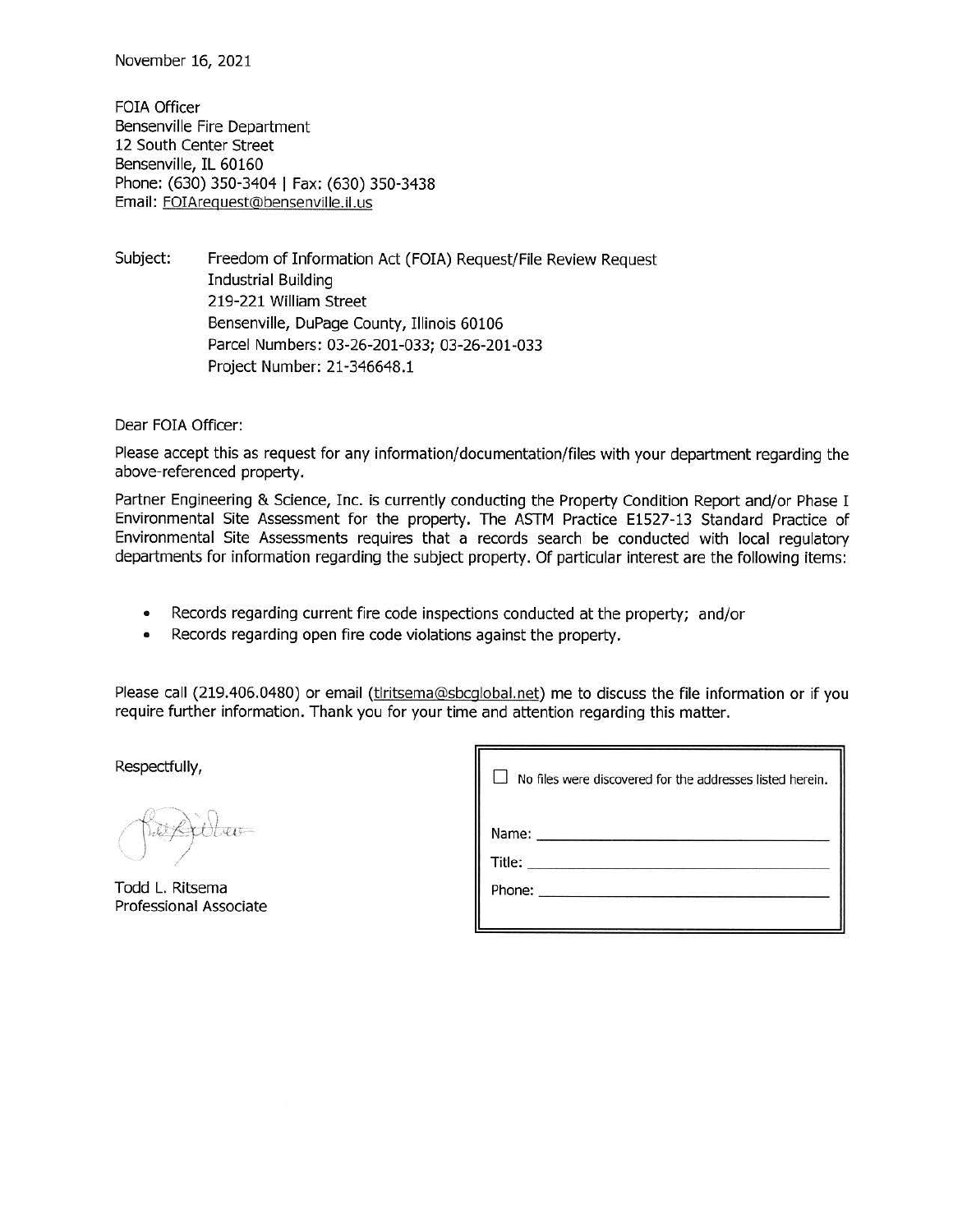November 16, 2021

FOIA Officer
Bensenville Fire Department
12 South Center Street
Bensenville, IL 60160
Phone: (630) 350-3404 | Fax: (630) 350-3438
Email: FOIArequest@bensenville.il.us

Subject: Freedom of Information Act (FOIA) Request/File Review Request
Industrial Building
219-221 William Street
Bensenville, DuPage County, Illinois 60106
Parcel Numbers: 03-26-201-033; 03-26-201-033
Project Number: 21-346648.1

Dear FOIA Officer:

Please accept this as request for any information/documentation/files with your department regarding the above-referenced property.

Partner Engineering & Science, Inc. is currently conducting the Property Condition Report and/or Phase I Environmental Site Assessment for the property. The ASTM Practice E1527-13 Standard Practice of Environmental Site Assessments requires that a records search be conducted with local regulatory departments for information regarding the subject property. Of particular interest are the following items:

- Records regarding current fire code inspections conducted at the property; and/or
- Records regarding open fire code violations against the property.

Please call (219.406.0480) or email (tlritsema@sbcglobal.net) me to discuss the file information or if you require further information. Thank you for your time and attention regarding this matter.

Respectfully,

Todd L. Ritsema
Professional Associate

☐ No files were discovered for the addresses listed herein.

Name: ____________________

Title: ____________________

Phone: ____________________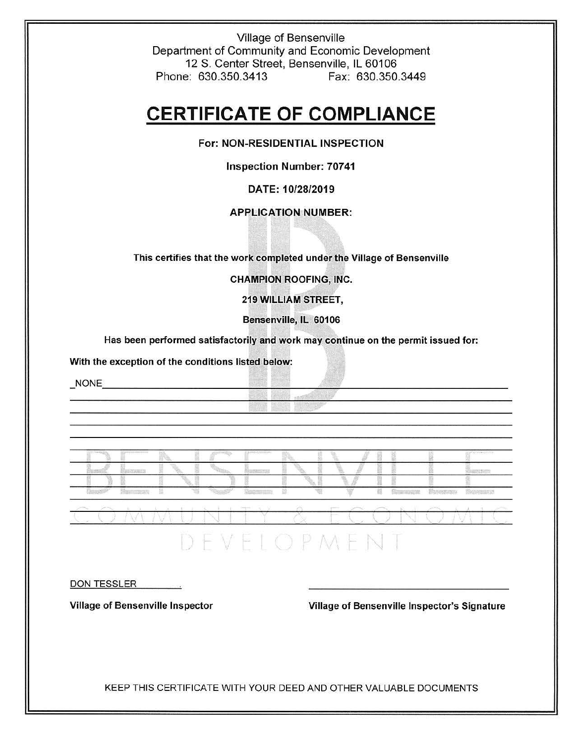Village of Bensenville
Department of Community and Economic Development
12 S. Center Street, Bensenville, IL 60106
Phone: 630.350.3413 Fax: 630.350.3449

# CERTIFICATE OF COMPLIANCE

**For: NON-RESIDENTIAL INSPECTION**

**Inspection Number: 70741**

**DATE: 10/28/2019**

**APPLICATION NUMBER:**

**This certifies that the work completed under the Village of Bensenville**

**CHAMPION ROOFING, INC.**

**219 WILLIAM STREET,**

**Bensenville, IL 60106**

**Has been performed satisfactorily and work may continue on the permit issued for:**

**With the exception of the conditions listed below:**

_NONE

BENSENVILLE
COMMUNITY & ECONOMIC
DEVELOPMENT

DON TESSLER

**Village of Bensenville Inspector**

**Village of Bensenville Inspector's Signature**

KEEP THIS CERTIFICATE WITH YOUR DEED AND OTHER VALUABLE DOCUMENTS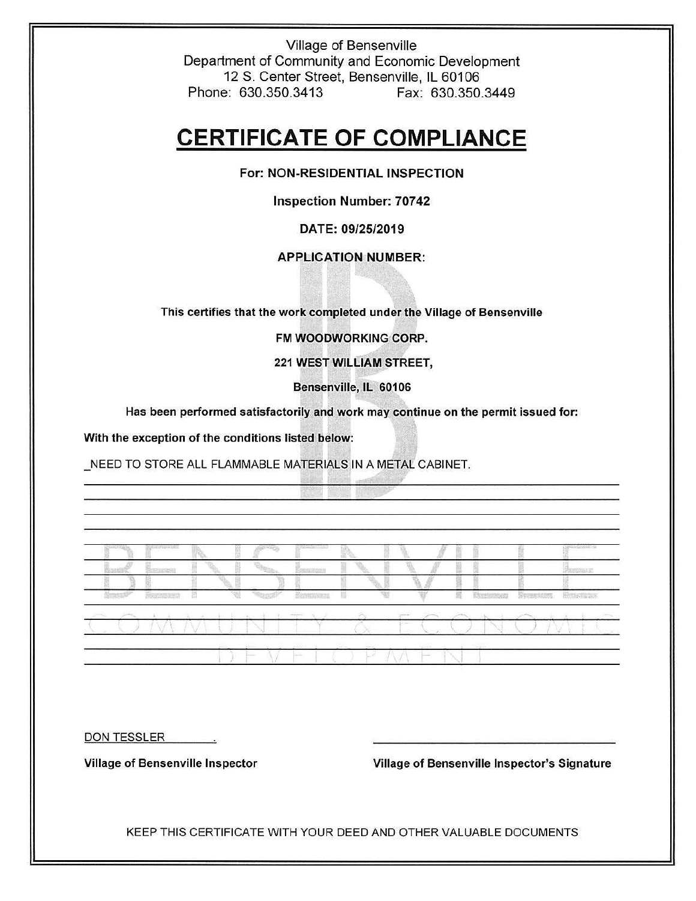Village of Bensenville
Department of Community and Economic Development
12 S. Center Street, Bensenville, IL 60106
Phone: 630.350.3413 Fax: 630.350.3449

# CERTIFICATE OF COMPLIANCE

**For: NON-RESIDENTIAL INSPECTION**

**Inspection Number: 70742**

**DATE: 09/25/2019**

**APPLICATION NUMBER:**

**This certifies that the work completed under the Village of Bensenville**

**FM WOODWORKING CORP.**

**221 WEST WILLIAM STREET,**

**Bensenville, IL 60106**

**Has been performed satisfactorily and work may continue on the permit issued for:**

**With the exception of the conditions listed below:**

_NEED TO STORE ALL FLAMMABLE MATERIALS IN A METAL CABINET.

DON TESSLER .

**Village of Bensenville Inspector**

**Village of Bensenville Inspector's Signature**

KEEP THIS CERTIFICATE WITH YOUR DEED AND OTHER VALUABLE DOCUMENTS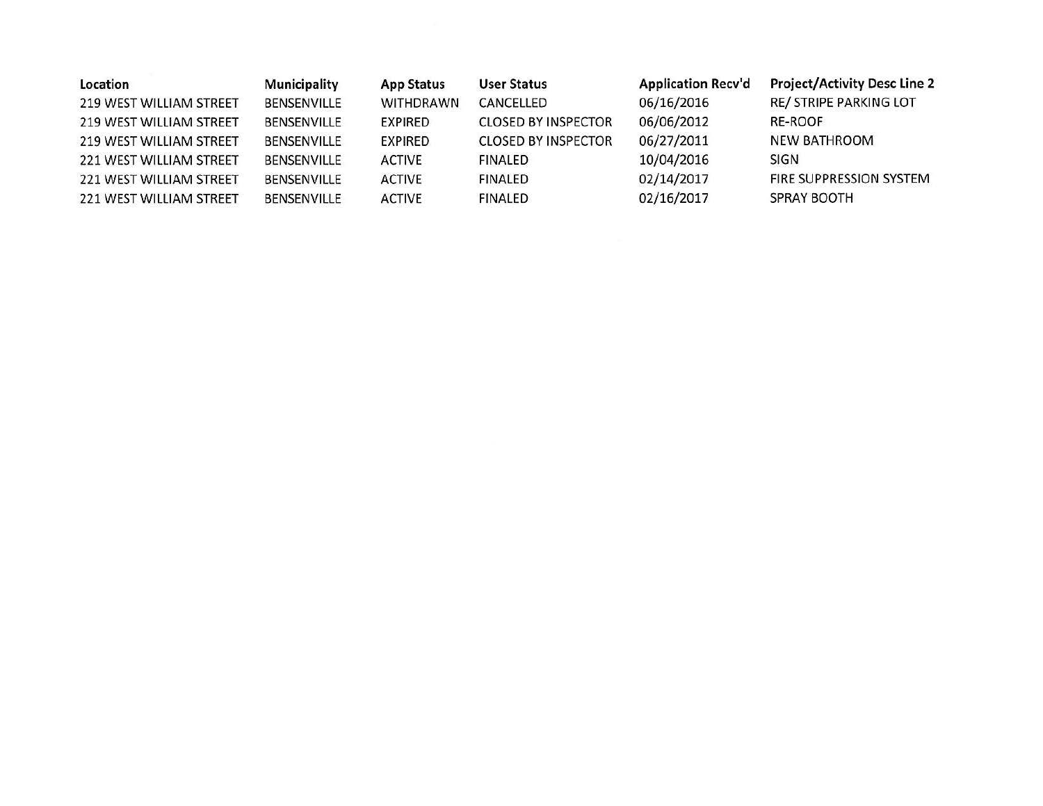| Location | Municipality | App Status | User Status | Application Recv'd | Project/Activity Desc Line 2 |
| --- | --- | --- | --- | --- | --- |
| 219 WEST WILLIAM STREET | BENSENVILLE | WITHDRAWN | CANCELLED | 06/16/2016 | RE/ STRIPE PARKING LOT |
| 219 WEST WILLIAM STREET | BENSENVILLE | EXPIRED | CLOSED BY INSPECTOR | 06/06/2012 | RE-ROOF |
| 219 WEST WILLIAM STREET | BENSENVILLE | EXPIRED | CLOSED BY INSPECTOR | 06/27/2011 | NEW BATHROOM |
| 221 WEST WILLIAM STREET | BENSENVILLE | ACTIVE | FINALED | 10/04/2016 | SIGN |
| 221 WEST WILLIAM STREET | BENSENVILLE | ACTIVE | FINALED | 02/14/2017 | FIRE SUPPRESSION SYSTEM |
| 221 WEST WILLIAM STREET | BENSENVILLE | ACTIVE | FINALED | 02/16/2017 | SPRAY BOOTH |